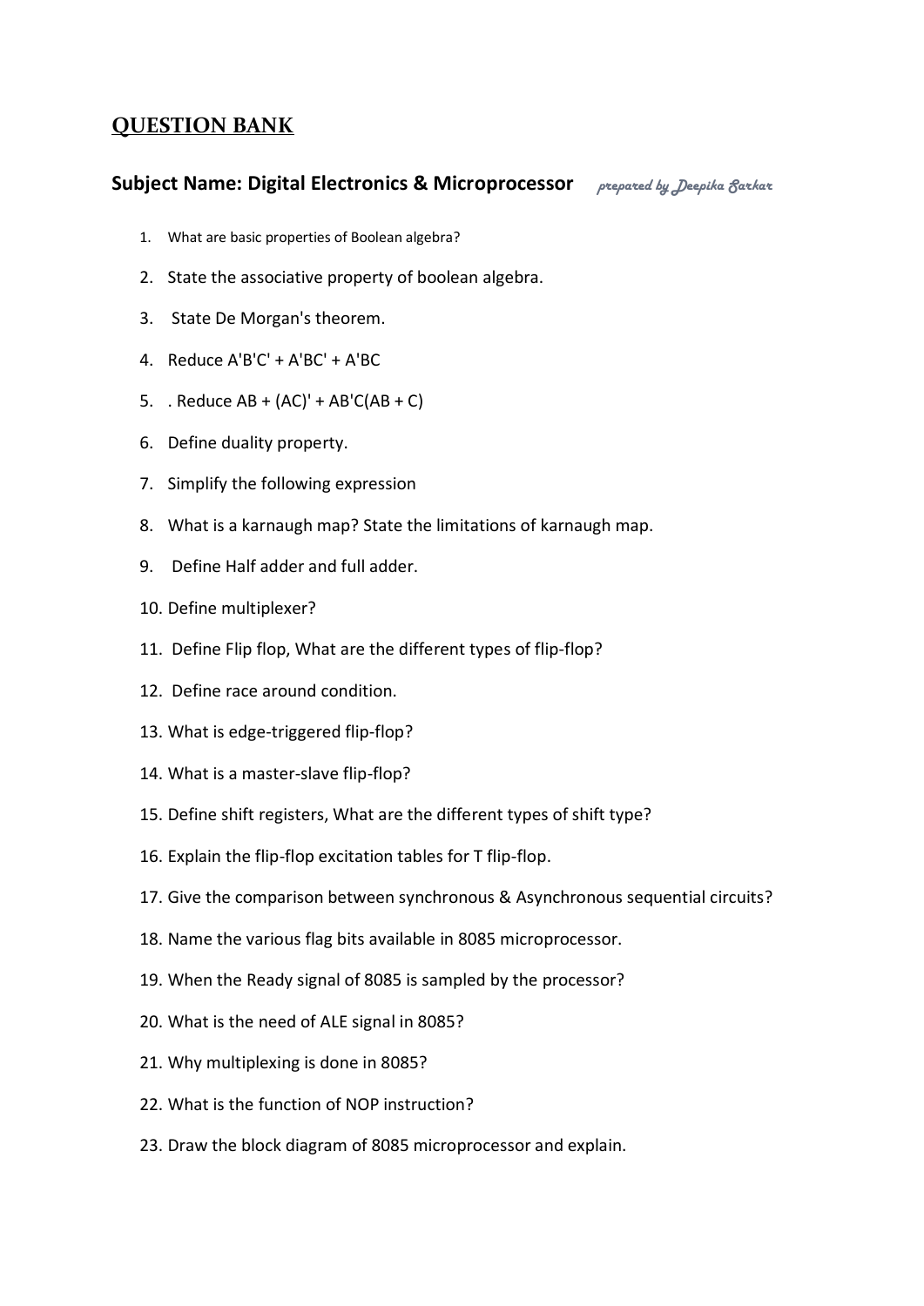# QUESTION BANK

## Subject Name: Digital Electronics & Microprocessor *prepared by Deepika Sarkar*

1. What are basic properties of Boolean algebra?
2. State the associative property of boolean algebra.
3. State De Morgan's theorem.
4. Reduce A'B'C' + A'BC' + A'BC
5. . Reduce AB + (AC)' + AB'C(AB + C)
6. Define duality property.
7. Simplify the following expression
8. What is a karnaugh map? State the limitations of karnaugh map.
9. Define Half adder and full adder.
10. Define multiplexer?
11. Define Flip flop, What are the different types of flip-flop?
12. Define race around condition.
13. What is edge-triggered flip-flop?
14. What is a master-slave flip-flop?
15. Define shift registers, What are the different types of shift type?
16. Explain the flip-flop excitation tables for T flip-flop.
17. Give the comparison between synchronous & Asynchronous sequential circuits?
18. Name the various flag bits available in 8085 microprocessor.
19. When the Ready signal of 8085 is sampled by the processor?
20. What is the need of ALE signal in 8085?
21. Why multiplexing is done in 8085?
22. What is the function of NOP instruction?
23. Draw the block diagram of 8085 microprocessor and explain.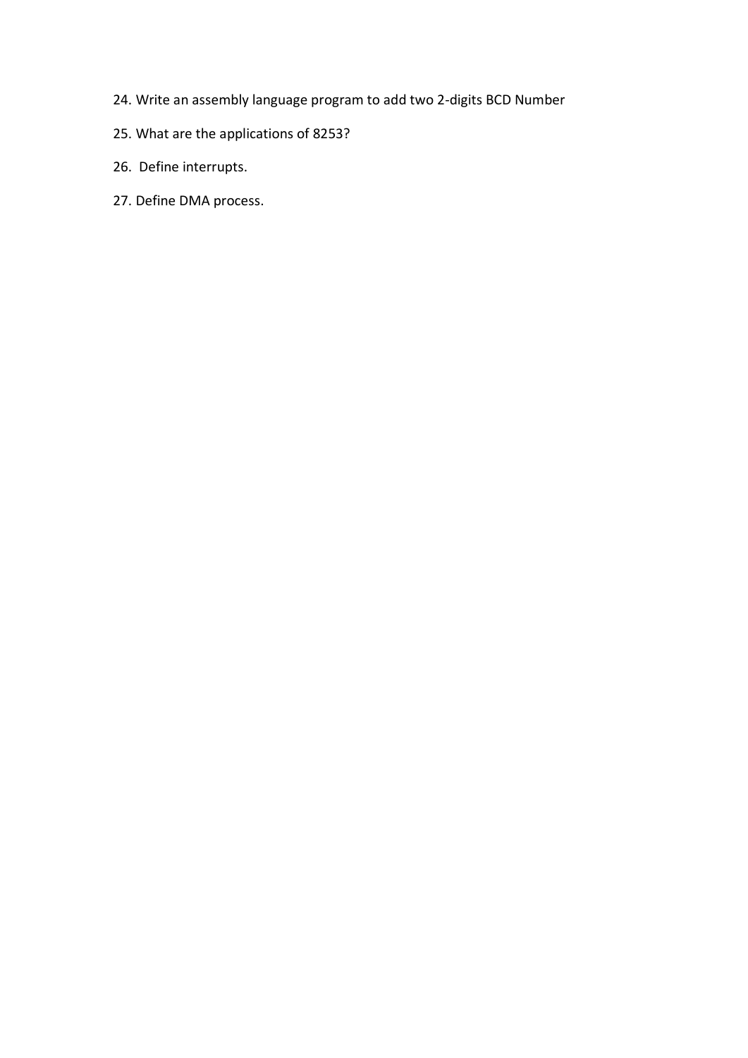24. Write an assembly language program to add two 2-digits BCD Number
25. What are the applications of 8253?
26. Define interrupts.
27. Define DMA process.